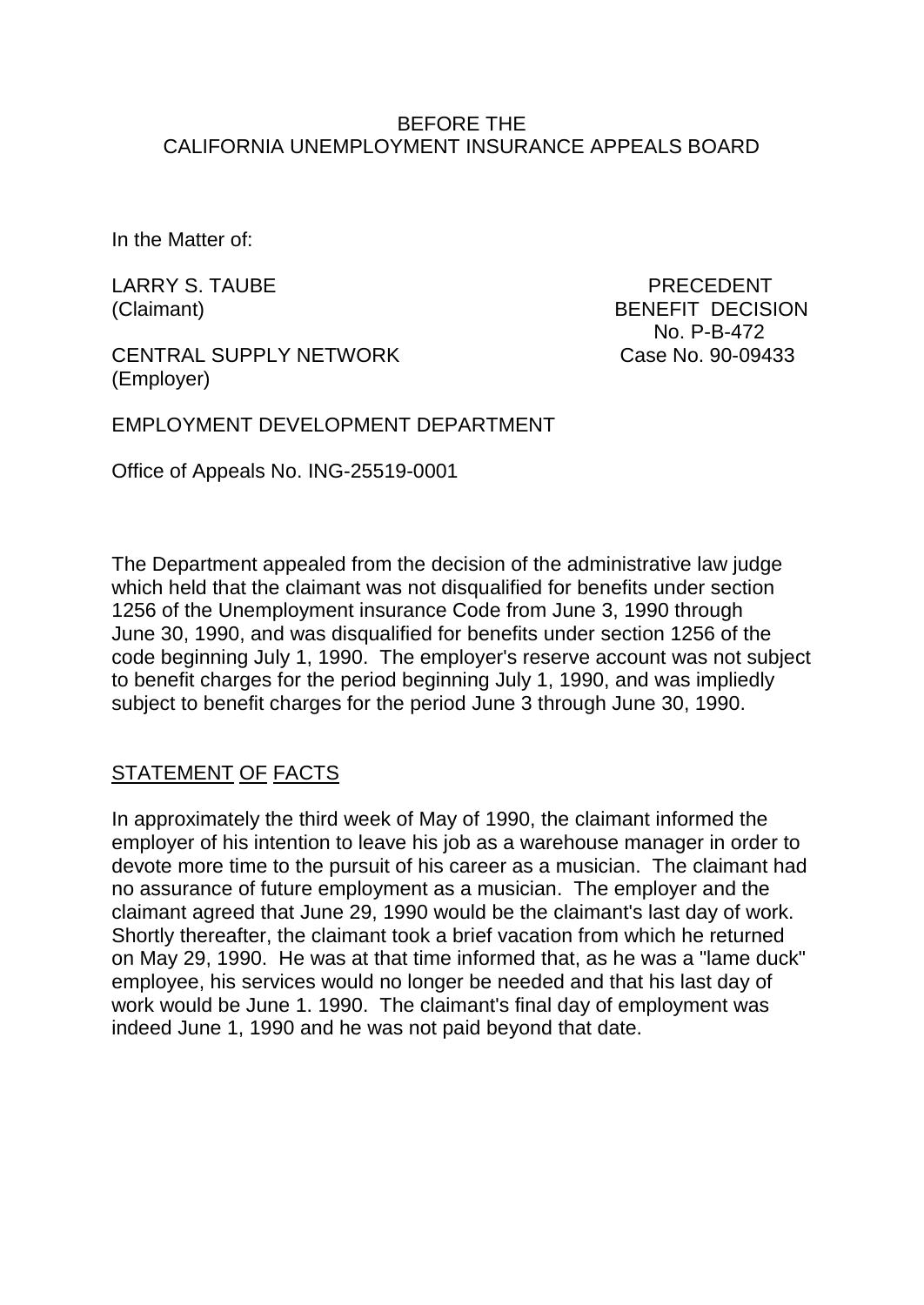BEFORE THE
CALIFORNIA UNEMPLOYMENT INSURANCE APPEALS BOARD

In the Matter of:

LARRY S. TAUBE
(Claimant)

PRECEDENT
BENEFIT DECISION
No. P-B-472
Case No. 90-09433

CENTRAL SUPPLY NETWORK
(Employer)

EMPLOYMENT DEVELOPMENT DEPARTMENT

Office of Appeals No. ING-25519-0001

The Department appealed from the decision of the administrative law judge which held that the claimant was not disqualified for benefits under section 1256 of the Unemployment insurance Code from June 3, 1990 through June 30, 1990, and was disqualified for benefits under section 1256 of the code beginning July 1, 1990. The employer's reserve account was not subject to benefit charges for the period beginning July 1, 1990, and was impliedly subject to benefit charges for the period June 3 through June 30, 1990.

## STATEMENT OF FACTS

In approximately the third week of May of 1990, the claimant informed the employer of his intention to leave his job as a warehouse manager in order to devote more time to the pursuit of his career as a musician. The claimant had no assurance of future employment as a musician. The employer and the claimant agreed that June 29, 1990 would be the claimant's last day of work. Shortly thereafter, the claimant took a brief vacation from which he returned on May 29, 1990. He was at that time informed that, as he was a "lame duck" employee, his services would no longer be needed and that his last day of work would be June 1. 1990. The claimant's final day of employment was indeed June 1, 1990 and he was not paid beyond that date.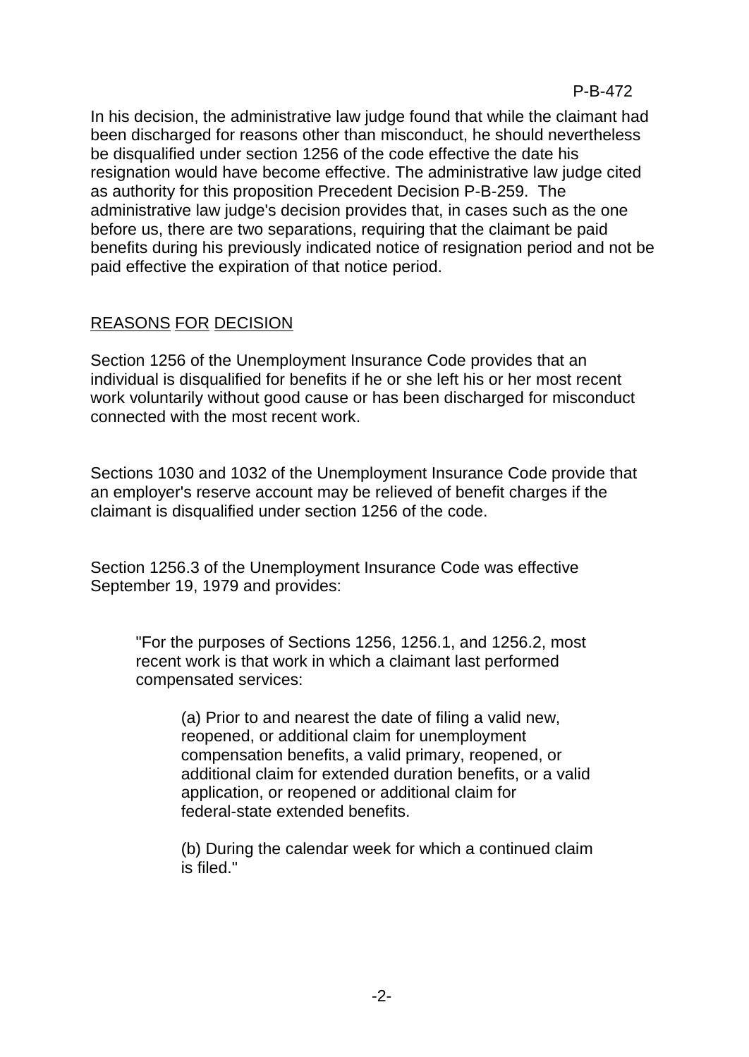In his decision, the administrative law judge found that while the claimant had been discharged for reasons other than misconduct, he should nevertheless be disqualified under section 1256 of the code effective the date his resignation would have become effective. The administrative law judge cited as authority for this proposition Precedent Decision P-B-259. The administrative law judge's decision provides that, in cases such as the one before us, there are two separations, requiring that the claimant be paid benefits during his previously indicated notice of resignation period and not be paid effective the expiration of that notice period.

## REASONS FOR DECISION

Section 1256 of the Unemployment Insurance Code provides that an individual is disqualified for benefits if he or she left his or her most recent work voluntarily without good cause or has been discharged for misconduct connected with the most recent work.

Sections 1030 and 1032 of the Unemployment Insurance Code provide that an employer's reserve account may be relieved of benefit charges if the claimant is disqualified under section 1256 of the code.

Section 1256.3 of the Unemployment Insurance Code was effective September 19, 1979 and provides:

> "For the purposes of Sections 1256, 1256.1, and 1256.2, most recent work is that work in which a claimant last performed compensated services:
>
> > (a) Prior to and nearest the date of filing a valid new, reopened, or additional claim for unemployment compensation benefits, a valid primary, reopened, or additional claim for extended duration benefits, or a valid application, or reopened or additional claim for federal-state extended benefits.
> >
> > (b) During the calendar week for which a continued claim is filed."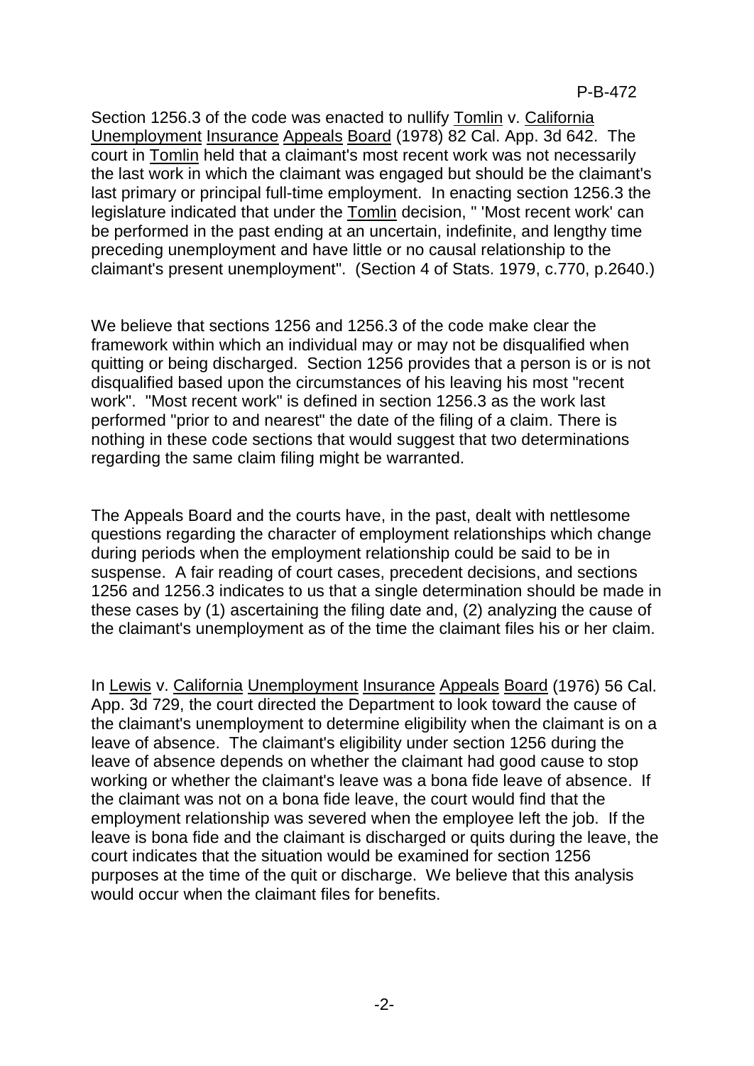Section 1256.3 of the code was enacted to nullify Tomlin v. California Unemployment Insurance Appeals Board (1978) 82 Cal. App. 3d 642. The court in Tomlin held that a claimant's most recent work was not necessarily the last work in which the claimant was engaged but should be the claimant's last primary or principal full-time employment. In enacting section 1256.3 the legislature indicated that under the Tomlin decision, " 'Most recent work' can be performed in the past ending at an uncertain, indefinite, and lengthy time preceding unemployment and have little or no causal relationship to the claimant's present unemployment". (Section 4 of Stats. 1979, c.770, p.2640.)

We believe that sections 1256 and 1256.3 of the code make clear the framework within which an individual may or may not be disqualified when quitting or being discharged. Section 1256 provides that a person is or is not disqualified based upon the circumstances of his leaving his most "recent work". "Most recent work" is defined in section 1256.3 as the work last performed "prior to and nearest" the date of the filing of a claim. There is nothing in these code sections that would suggest that two determinations regarding the same claim filing might be warranted.

The Appeals Board and the courts have, in the past, dealt with nettlesome questions regarding the character of employment relationships which change during periods when the employment relationship could be said to be in suspense. A fair reading of court cases, precedent decisions, and sections 1256 and 1256.3 indicates to us that a single determination should be made in these cases by (1) ascertaining the filing date and, (2) analyzing the cause of the claimant's unemployment as of the time the claimant files his or her claim.

In Lewis v. California Unemployment Insurance Appeals Board (1976) 56 Cal. App. 3d 729, the court directed the Department to look toward the cause of the claimant's unemployment to determine eligibility when the claimant is on a leave of absence. The claimant's eligibility under section 1256 during the leave of absence depends on whether the claimant had good cause to stop working or whether the claimant's leave was a bona fide leave of absence. If the claimant was not on a bona fide leave, the court would find that the employment relationship was severed when the employee left the job. If the leave is bona fide and the claimant is discharged or quits during the leave, the court indicates that the situation would be examined for section 1256 purposes at the time of the quit or discharge. We believe that this analysis would occur when the claimant files for benefits.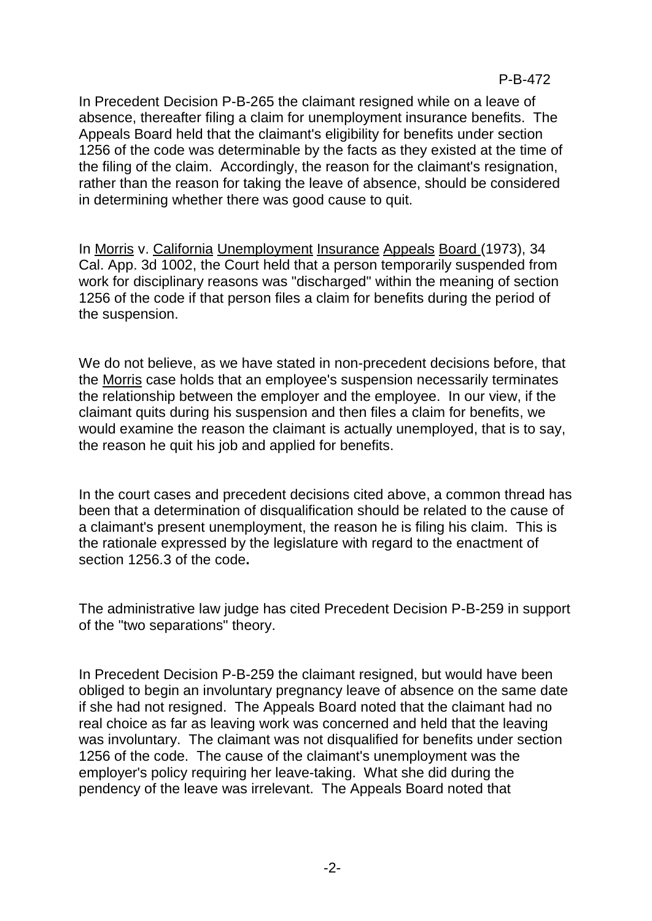In Precedent Decision P-B-265 the claimant resigned while on a leave of absence, thereafter filing a claim for unemployment insurance benefits. The Appeals Board held that the claimant's eligibility for benefits under section 1256 of the code was determinable by the facts as they existed at the time of the filing of the claim. Accordingly, the reason for the claimant's resignation, rather than the reason for taking the leave of absence, should be considered in determining whether there was good cause to quit.

In Morris v. California Unemployment Insurance Appeals Board (1973), 34 Cal. App. 3d 1002, the Court held that a person temporarily suspended from work for disciplinary reasons was "discharged" within the meaning of section 1256 of the code if that person files a claim for benefits during the period of the suspension.

We do not believe, as we have stated in non-precedent decisions before, that the Morris case holds that an employee's suspension necessarily terminates the relationship between the employer and the employee. In our view, if the claimant quits during his suspension and then files a claim for benefits, we would examine the reason the claimant is actually unemployed, that is to say, the reason he quit his job and applied for benefits.

In the court cases and precedent decisions cited above, a common thread has been that a determination of disqualification should be related to the cause of a claimant's present unemployment, the reason he is filing his claim. This is the rationale expressed by the legislature with regard to the enactment of section 1256.3 of the code.

The administrative law judge has cited Precedent Decision P-B-259 in support of the "two separations" theory.

In Precedent Decision P-B-259 the claimant resigned, but would have been obliged to begin an involuntary pregnancy leave of absence on the same date if she had not resigned. The Appeals Board noted that the claimant had no real choice as far as leaving work was concerned and held that the leaving was involuntary. The claimant was not disqualified for benefits under section 1256 of the code. The cause of the claimant's unemployment was the employer's policy requiring her leave-taking. What she did during the pendency of the leave was irrelevant. The Appeals Board noted that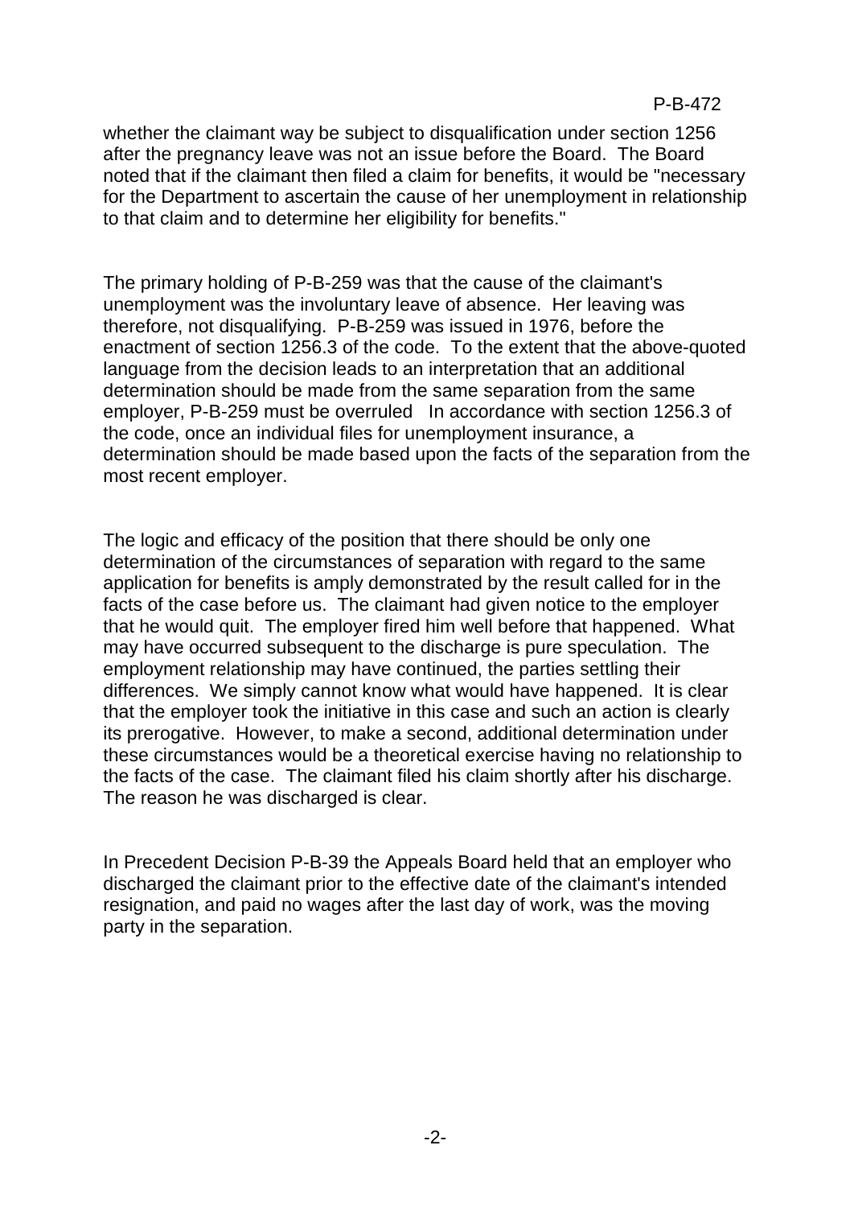whether the claimant way be subject to disqualification under section 1256 after the pregnancy leave was not an issue before the Board. The Board noted that if the claimant then filed a claim for benefits, it would be "necessary for the Department to ascertain the cause of her unemployment in relationship to that claim and to determine her eligibility for benefits."

The primary holding of P-B-259 was that the cause of the claimant's unemployment was the involuntary leave of absence. Her leaving was therefore, not disqualifying. P-B-259 was issued in 1976, before the enactment of section 1256.3 of the code. To the extent that the above-quoted language from the decision leads to an interpretation that an additional determination should be made from the same separation from the same employer, P-B-259 must be overruled In accordance with section 1256.3 of the code, once an individual files for unemployment insurance, a determination should be made based upon the facts of the separation from the most recent employer.

The logic and efficacy of the position that there should be only one determination of the circumstances of separation with regard to the same application for benefits is amply demonstrated by the result called for in the facts of the case before us. The claimant had given notice to the employer that he would quit. The employer fired him well before that happened. What may have occurred subsequent to the discharge is pure speculation. The employment relationship may have continued, the parties settling their differences. We simply cannot know what would have happened. It is clear that the employer took the initiative in this case and such an action is clearly its prerogative. However, to make a second, additional determination under these circumstances would be a theoretical exercise having no relationship to the facts of the case. The claimant filed his claim shortly after his discharge. The reason he was discharged is clear.

In Precedent Decision P-B-39 the Appeals Board held that an employer who discharged the claimant prior to the effective date of the claimant's intended resignation, and paid no wages after the last day of work, was the moving party in the separation.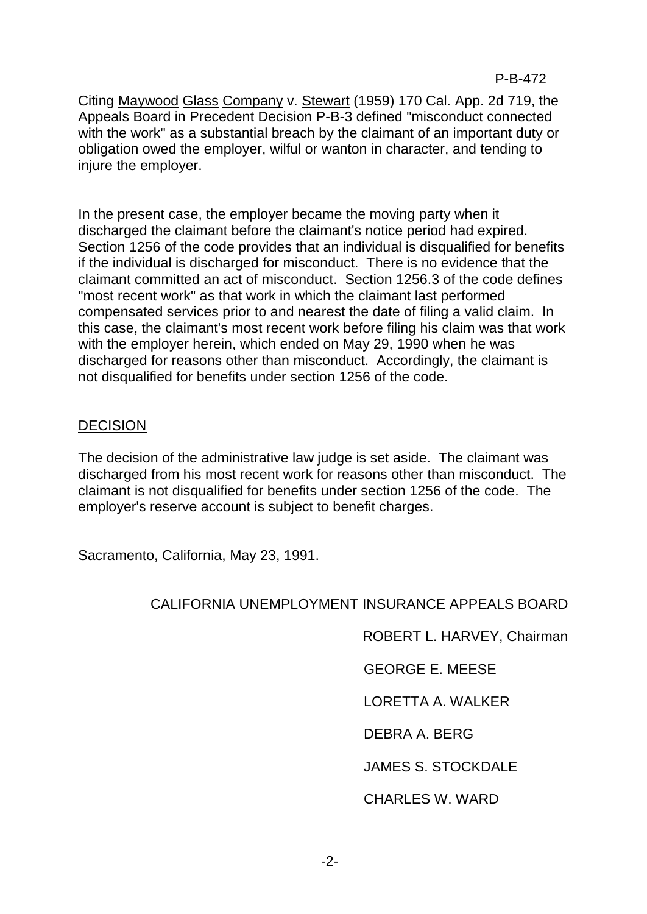Citing Maywood Glass Company v. Stewart (1959) 170 Cal. App. 2d 719, the Appeals Board in Precedent Decision P-B-3 defined "misconduct connected with the work" as a substantial breach by the claimant of an important duty or obligation owed the employer, wilful or wanton in character, and tending to injure the employer.

In the present case, the employer became the moving party when it discharged the claimant before the claimant's notice period had expired. Section 1256 of the code provides that an individual is disqualified for benefits if the individual is discharged for misconduct. There is no evidence that the claimant committed an act of misconduct. Section 1256.3 of the code defines "most recent work" as that work in which the claimant last performed compensated services prior to and nearest the date of filing a valid claim. In this case, the claimant's most recent work before filing his claim was that work with the employer herein, which ended on May 29, 1990 when he was discharged for reasons other than misconduct. Accordingly, the claimant is not disqualified for benefits under section 1256 of the code.

## DECISION

The decision of the administrative law judge is set aside. The claimant was discharged from his most recent work for reasons other than misconduct. The claimant is not disqualified for benefits under section 1256 of the code. The employer's reserve account is subject to benefit charges.

Sacramento, California, May 23, 1991.

CALIFORNIA UNEMPLOYMENT INSURANCE APPEALS BOARD

ROBERT L. HARVEY, Chairman

GEORGE E. MEESE

LORETTA A. WALKER

DEBRA A. BERG

JAMES S. STOCKDALE

CHARLES W. WARD